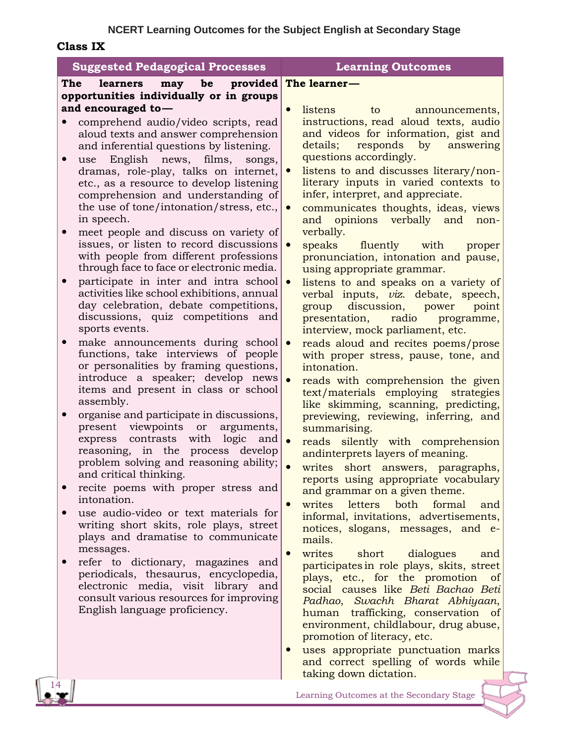**NCERT Learning Outcomes for the Subject English at Secondary Stage**

## Class IX

| Suggested Pedagogical Processes | Learning Outcomes |
| --- | --- |
| **The learners may be provided opportunities individually or in groups and encouraged to—**<br>• comprehend audio/video scripts, read aloud texts and answer comprehension and inferential questions by listening.<br>• use English news, films, songs, dramas, role-play, talks on internet, etc., as a resource to develop listening comprehension and understanding of the use of tone/intonation/stress, etc., in speech.<br>• meet people and discuss on variety of issues, or listen to record discussions with people from different professions through face to face or electronic media.<br>• participate in inter and intra school activities like school exhibitions, annual day celebration, debate competitions, discussions, quiz competitions and sports events.<br>• make announcements during school functions, take interviews of people or personalities by framing questions, introduce a speaker; develop news items and present in class or school assembly.<br>• organise and participate in discussions, present viewpoints or arguments, express contrasts with logic and reasoning, in the process develop problem solving and reasoning ability; and critical thinking.<br>• recite poems with proper stress and intonation.<br>• use audio-video or text materials for writing short skits, role plays, street plays and dramatise to communicate messages.<br>• refer to dictionary, magazines and periodicals, thesaurus, encyclopedia, electronic media, visit library and consult various resources for improving English language proficiency. | **The learner—**<br>• listens to announcements, instructions, read aloud texts, audio and videos for information, gist and details; responds by answering questions accordingly.<br>• listens to and discusses literary/non-literary inputs in varied contexts to infer, interpret, and appreciate.<br>• communicates thoughts, ideas, views and opinions verbally and non-verbally.<br>• speaks fluently with proper pronunciation, intonation and pause, using appropriate grammar.<br>• listens to and speaks on a variety of verbal inputs, *viz.* debate, speech, group discussion, power point presentation, radio programme, interview, mock parliament, etc.<br>• reads aloud and recites poems/prose with proper stress, pause, tone, and intonation.<br>• reads with comprehension the given text/materials employing strategies like skimming, scanning, predicting, previewing, reviewing, inferring, and summarising.<br>• reads silently with comprehension andinterprets layers of meaning.<br>• writes short answers, paragraphs, reports using appropriate vocabulary and grammar on a given theme.<br>• writes letters both formal and informal, invitations, advertisements, notices, slogans, messages, and e-mails.<br>• writes short dialogues and participates in role plays, skits, street plays, etc., for the promotion of social causes like *Beti Bachao Beti Padhao*, *Swachh Bharat Abhiyaan*, human trafficking, conservation of environment, childlabour, drug abuse, promotion of literacy, etc.<br>• uses appropriate punctuation marks and correct spelling of words while taking down dictation. |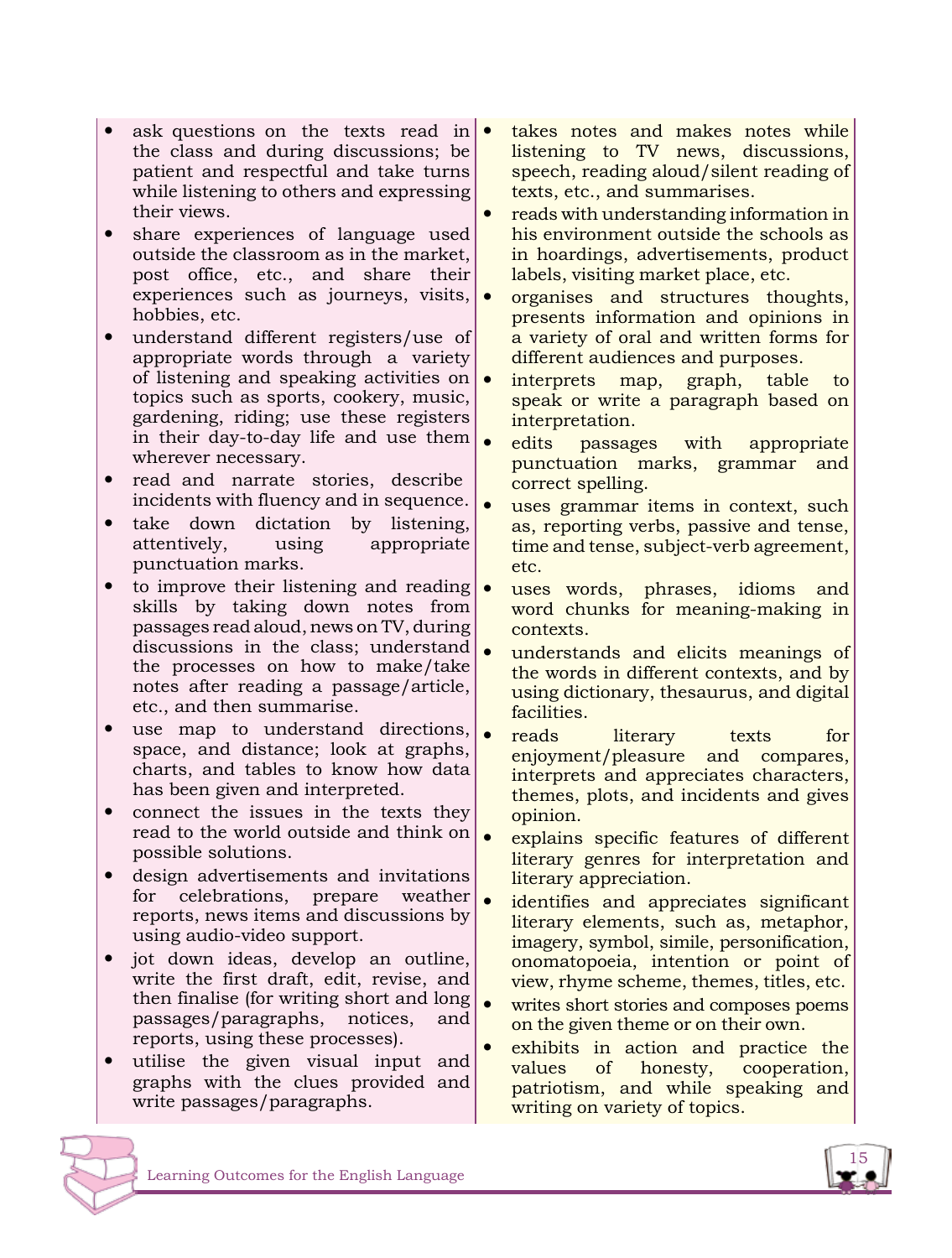| | |
|---|---|
| • ask questions on the texts read in the class and during discussions; be patient and respectful and take turns while listening to others and expressing their views.<br>• share experiences of language used outside the classroom as in the market, post office, etc., and share their experiences such as journeys, visits, hobbies, etc.<br>• understand different registers/use of appropriate words through a variety of listening and speaking activities on topics such as sports, cookery, music, gardening, riding; use these registers in their day-to-day life and use them wherever necessary.<br>• read and narrate stories, describe incidents with fluency and in sequence.<br>• take down dictation by listening, attentively, using appropriate punctuation marks.<br>• to improve their listening and reading skills by taking down notes from passages read aloud, news on TV, during discussions in the class; understand the processes on how to make/take notes after reading a passage/article, etc., and then summarise.<br>• use map to understand directions, space, and distance; look at graphs, charts, and tables to know how data has been given and interpreted.<br>• connect the issues in the texts they read to the world outside and think on possible solutions.<br>• design advertisements and invitations for celebrations, prepare weather reports, news items and discussions by using audio-video support.<br>• jot down ideas, develop an outline, write the first draft, edit, revise, and then finalise (for writing short and long passages/paragraphs, notices, and reports, using these processes).<br>• utilise the given visual input and graphs with the clues provided and write passages/paragraphs. | • takes notes and makes notes while listening to TV news, discussions, speech, reading aloud/silent reading of texts, etc., and summarises.<br>• reads with understanding information in his environment outside the schools as in hoardings, advertisements, product labels, visiting market place, etc.<br>• organises and structures thoughts, presents information and opinions in a variety of oral and written forms for different audiences and purposes.<br>• interprets map, graph, table to speak or write a paragraph based on interpretation.<br>• edits passages with appropriate punctuation marks, grammar and correct spelling.<br>• uses grammar items in context, such as, reporting verbs, passive and tense, time and tense, subject-verb agreement, etc.<br>• uses words, phrases, idioms and word chunks for meaning-making in contexts.<br>• understands and elicits meanings of the words in different contexts, and by using dictionary, thesaurus, and digital facilities.<br>• reads literary texts for enjoyment/pleasure and compares, interprets and appreciates characters, themes, plots, and incidents and gives opinion.<br>• explains specific features of different literary genres for interpretation and literary appreciation.<br>• identifies and appreciates significant literary elements, such as, metaphor, imagery, symbol, simile, personification, onomatopoeia, intention or point of view, rhyme scheme, themes, titles, etc.<br>• writes short stories and composes poems on the given theme or on their own.<br>• exhibits in action and practice the values of honesty, cooperation, patriotism, and while speaking and writing on variety of topics. |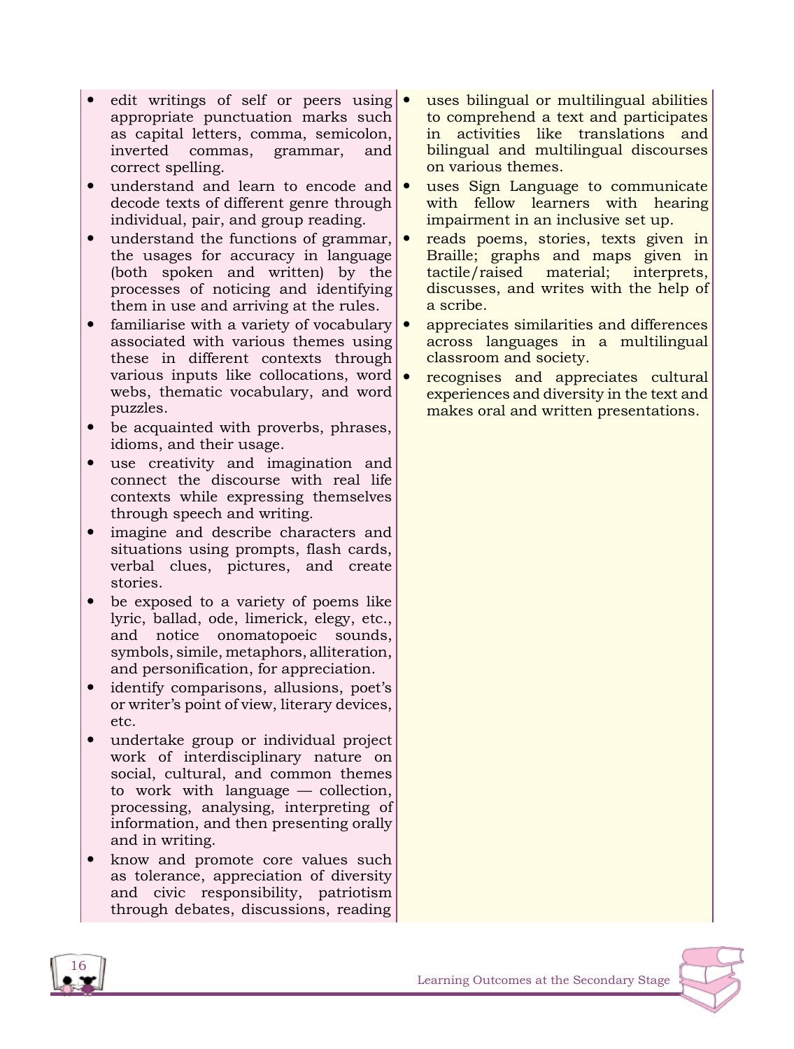- edit writings of self or peers using appropriate punctuation marks such as capital letters, comma, semicolon, inverted commas, grammar, and correct spelling.
- understand and learn to encode and decode texts of different genre through individual, pair, and group reading.
- understand the functions of grammar, the usages for accuracy in language (both spoken and written) by the processes of noticing and identifying them in use and arriving at the rules.
- familiarise with a variety of vocabulary associated with various themes using these in different contexts through various inputs like collocations, word webs, thematic vocabulary, and word puzzles.
- be acquainted with proverbs, phrases, idioms, and their usage.
- use creativity and imagination and connect the discourse with real life contexts while expressing themselves through speech and writing.
- imagine and describe characters and situations using prompts, flash cards, verbal clues, pictures, and create stories.
- be exposed to a variety of poems like lyric, ballad, ode, limerick, elegy, etc., and notice onomatopoeic sounds, symbols, simile, metaphors, alliteration, and personification, for appreciation.
- identify comparisons, allusions, poet's or writer's point of view, literary devices, etc.
- undertake group or individual project work of interdisciplinary nature on social, cultural, and common themes to work with language — collection, processing, analysing, interpreting of information, and then presenting orally and in writing.
- know and promote core values such as tolerance, appreciation of diversity and civic responsibility, patriotism through debates, discussions, reading

- uses bilingual or multilingual abilities to comprehend a text and participates in activities like translations and bilingual and multilingual discourses on various themes.
- uses Sign Language to communicate with fellow learners with hearing impairment in an inclusive set up.
- reads poems, stories, texts given in Braille; graphs and maps given in tactile/raised material; interprets, discusses, and writes with the help of a scribe.
- appreciates similarities and differences across languages in a multilingual classroom and society.
- recognises and appreciates cultural experiences and diversity in the text and makes oral and written presentations.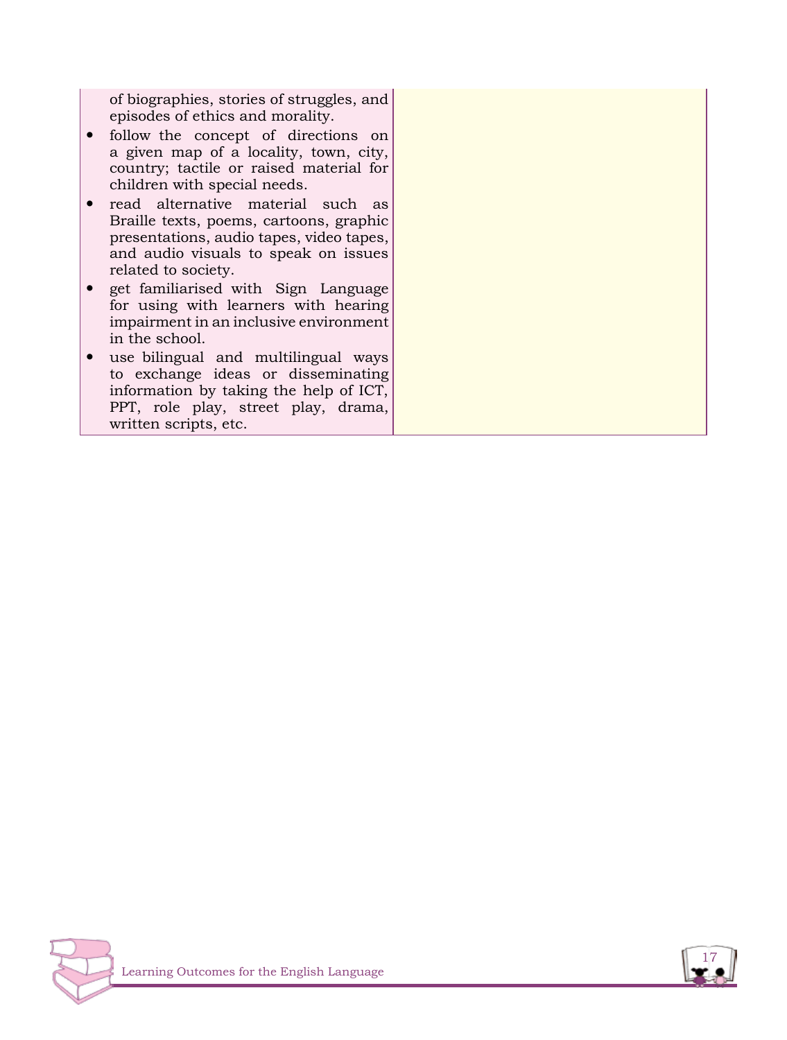| | |
|---|---|
| of biographies, stories of struggles, and episodes of ethics and morality.<br>• follow the concept of directions on a given map of a locality, town, city, country; tactile or raised material for children with special needs.<br>• read alternative material such as Braille texts, poems, cartoons, graphic presentations, audio tapes, video tapes, and audio visuals to speak on issues related to society.<br>• get familiarised with Sign Language for using with learners with hearing impairment in an inclusive environment in the school.<br>• use bilingual and multilingual ways to exchange ideas or disseminating information by taking the help of ICT, PPT, role play, street play, drama, written scripts, etc. | |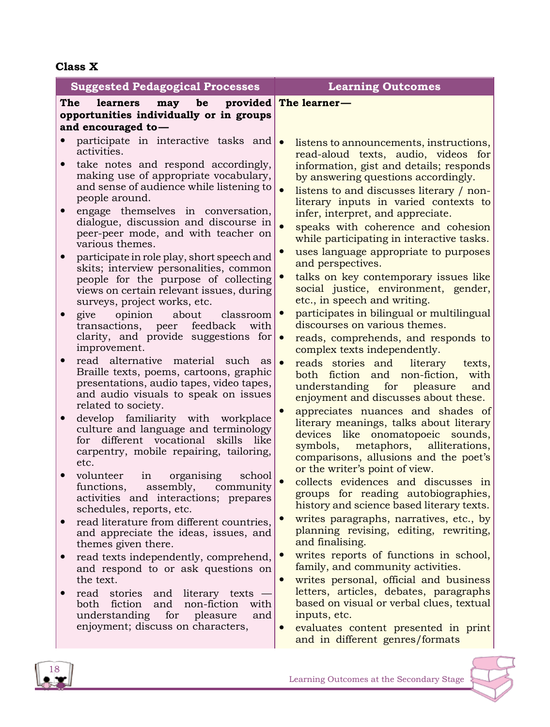**Class X**

| Suggested Pedagogical Processes | Learning Outcomes |
|---|---|
| **The learners may be provided opportunities individually or in groups and encouraged to—** | **The learner—** |
| • participate in interactive tasks and activities.<br>• take notes and respond accordingly, making use of appropriate vocabulary, and sense of audience while listening to people around.<br>• engage themselves in conversation, dialogue, discussion and discourse in peer-peer mode, and with teacher on various themes.<br>• participate in role play, short speech and skits; interview personalities, common people for the purpose of collecting views on certain relevant issues, during surveys, project works, etc.<br>• give opinion about classroom transactions, peer feedback with clarity, and provide suggestions for improvement.<br>• read alternative material such as Braille texts, poems, cartoons, graphic presentations, audio tapes, video tapes, and audio visuals to speak on issues related to society.<br>• develop familiarity with workplace culture and language and terminology for different vocational skills like carpentry, mobile repairing, tailoring, etc.<br>• volunteer in organising school functions, assembly, community activities and interactions; prepares schedules, reports, etc.<br>• read literature from different countries, and appreciate the ideas, issues, and themes given there.<br>• read texts independently, comprehend, and respond to or ask questions on the text.<br>• read stories and literary texts — both fiction and non-fiction with understanding for pleasure and enjoyment; discuss on characters, | • listens to announcements, instructions, read-aloud texts, audio, videos for information, gist and details; responds by answering questions accordingly.<br>• listens to and discusses literary / non-literary inputs in varied contexts to infer, interpret, and appreciate.<br>• speaks with coherence and cohesion while participating in interactive tasks.<br>• uses language appropriate to purposes and perspectives.<br>• talks on key contemporary issues like social justice, environment, gender, etc., in speech and writing.<br>• participates in bilingual or multilingual discourses on various themes.<br>• reads, comprehends, and responds to complex texts independently.<br>• reads stories and literary texts, both fiction and non-fiction, with understanding for pleasure and enjoyment and discusses about these.<br>• appreciates nuances and shades of literary meanings, talks about literary devices like onomatopoeic sounds, symbols, metaphors, alliterations, comparisons, allusions and the poet's or the writer's point of view.<br>• collects evidences and discusses in groups for reading autobiographies, history and science based literary texts.<br>• writes paragraphs, narratives, etc., by planning revising, editing, rewriting, and finalising.<br>• writes reports of functions in school, family, and community activities.<br>• writes personal, official and business letters, articles, debates, paragraphs based on visual or verbal clues, textual inputs, etc.<br>• evaluates content presented in print and in different genres/formats |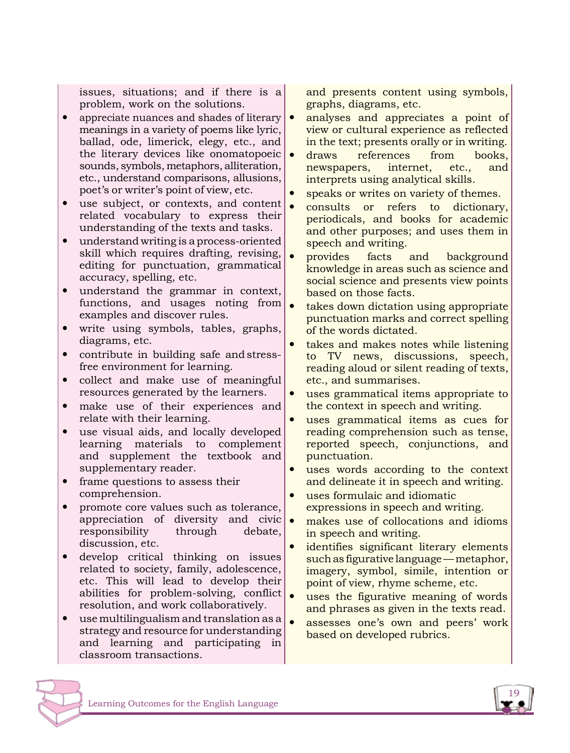| | |
|---|---|
| issues, situations; and if there is a problem, work on the solutions.<br>• appreciate nuances and shades of literary meanings in a variety of poems like lyric, ballad, ode, limerick, elegy, etc., and the literary devices like onomatopoeic sounds, symbols, metaphors, alliteration, etc., understand comparisons, allusions, poet's or writer's point of view, etc.<br>• use subject, or contexts, and content related vocabulary to express their understanding of the texts and tasks.<br>• understand writing is a process-oriented skill which requires drafting, revising, editing for punctuation, grammatical accuracy, spelling, etc.<br>• understand the grammar in context, functions, and usages noting from examples and discover rules.<br>• write using symbols, tables, graphs, diagrams, etc.<br>• contribute in building safe and stress-free environment for learning.<br>• collect and make use of meaningful resources generated by the learners.<br>• make use of their experiences and relate with their learning.<br>• use visual aids, and locally developed learning materials to complement and supplement the textbook and supplementary reader.<br>• frame questions to assess their comprehension.<br>• promote core values such as tolerance, appreciation of diversity and civic responsibility through debate, discussion, etc.<br>• develop critical thinking on issues related to society, family, adolescence, etc. This will lead to develop their abilities for problem-solving, conflict resolution, and work collaboratively.<br>• use multilingualism and translation as a strategy and resource for understanding and learning and participating in classroom transactions. | and presents content using symbols, graphs, diagrams, etc.<br>• analyses and appreciates a point of view or cultural experience as reflected in the text; presents orally or in writing.<br>• draws references from books, newspapers, internet, etc., and interprets using analytical skills.<br>• speaks or writes on variety of themes.<br>• consults or refers to dictionary, periodicals, and books for academic and other purposes; and uses them in speech and writing.<br>• provides facts and background knowledge in areas such as science and social science and presents view points based on those facts.<br>• takes down dictation using appropriate punctuation marks and correct spelling of the words dictated.<br>• takes and makes notes while listening to TV news, discussions, speech, reading aloud or silent reading of texts, etc., and summarises.<br>• uses grammatical items appropriate to the context in speech and writing.<br>• uses grammatical items as cues for reading comprehension such as tense, reported speech, conjunctions, and punctuation.<br>• uses words according to the context and delineate it in speech and writing.<br>• uses formulaic and idiomatic expressions in speech and writing.<br>• makes use of collocations and idioms in speech and writing.<br>• identifies significant literary elements such as figurative language — metaphor, imagery, symbol, simile, intention or point of view, rhyme scheme, etc.<br>• uses the figurative meaning of words and phrases as given in the texts read.<br>• assesses one's own and peers' work based on developed rubrics. |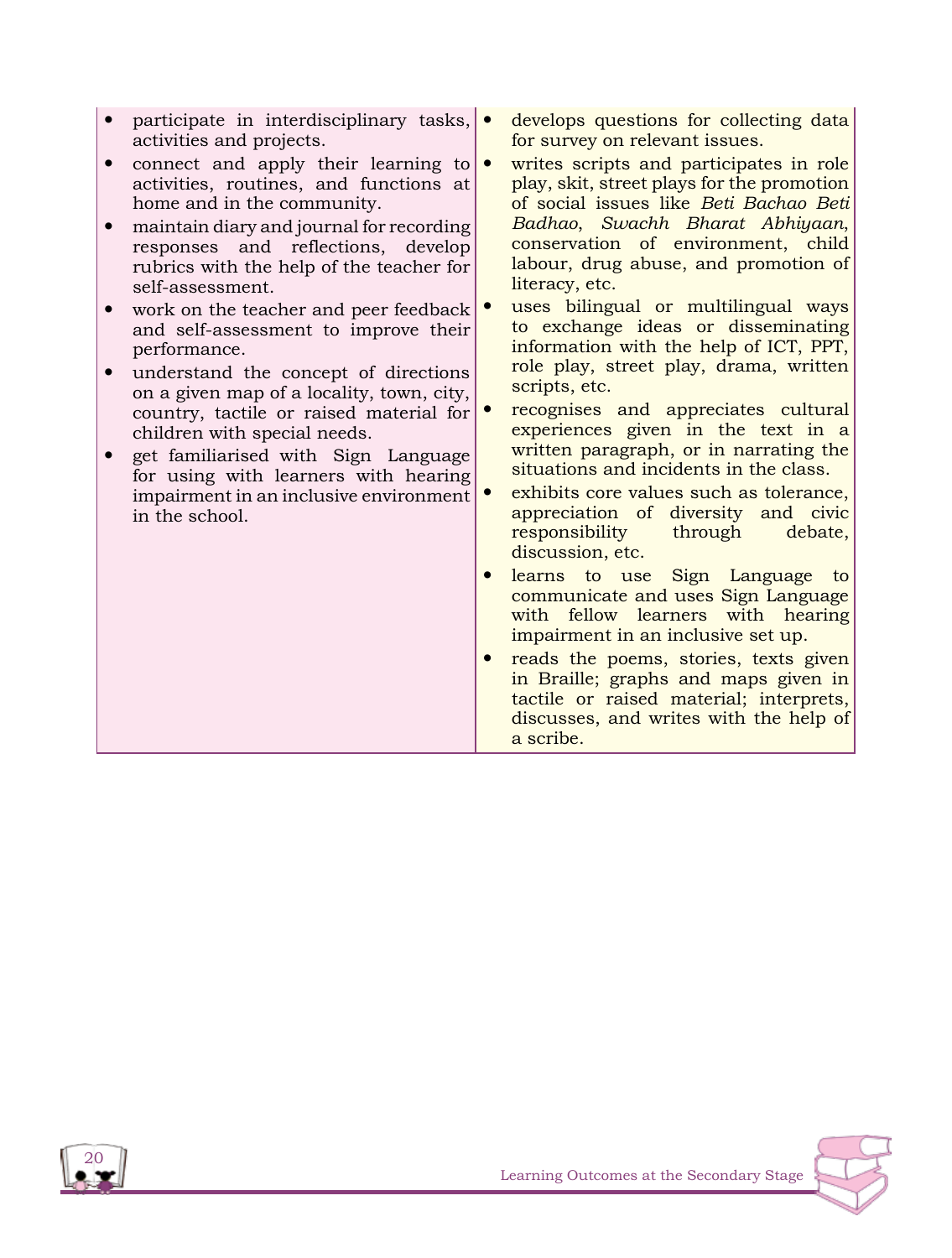| | |
|---|---|
| • participate in interdisciplinary tasks, activities and projects.<br>• connect and apply their learning to activities, routines, and functions at home and in the community.<br>• maintain diary and journal for recording responses and reflections, develop rubrics with the help of the teacher for self-assessment.<br>• work on the teacher and peer feedback and self-assessment to improve their performance.<br>• understand the concept of directions on a given map of a locality, town, city, country, tactile or raised material for children with special needs.<br>• get familiarised with Sign Language for using with learners with hearing impairment in an inclusive environment in the school. | • develops questions for collecting data for survey on relevant issues.<br>• writes scripts and participates in role play, skit, street plays for the promotion of social issues like *Beti Bachao Beti Badhao*, *Swachh Bharat Abhiyaan*, conservation of environment, child labour, drug abuse, and promotion of literacy, etc.<br>• uses bilingual or multilingual ways to exchange ideas or disseminating information with the help of ICT, PPT, role play, street play, drama, written scripts, etc.<br>• recognises and appreciates cultural experiences given in the text in a written paragraph, or in narrating the situations and incidents in the class.<br>• exhibits core values such as tolerance, appreciation of diversity and civic responsibility through debate, discussion, etc.<br>• learns to use Sign Language to communicate and uses Sign Language with fellow learners with hearing impairment in an inclusive set up.<br>• reads the poems, stories, texts given in Braille; graphs and maps given in tactile or raised material; interprets, discusses, and writes with the help of a scribe. |